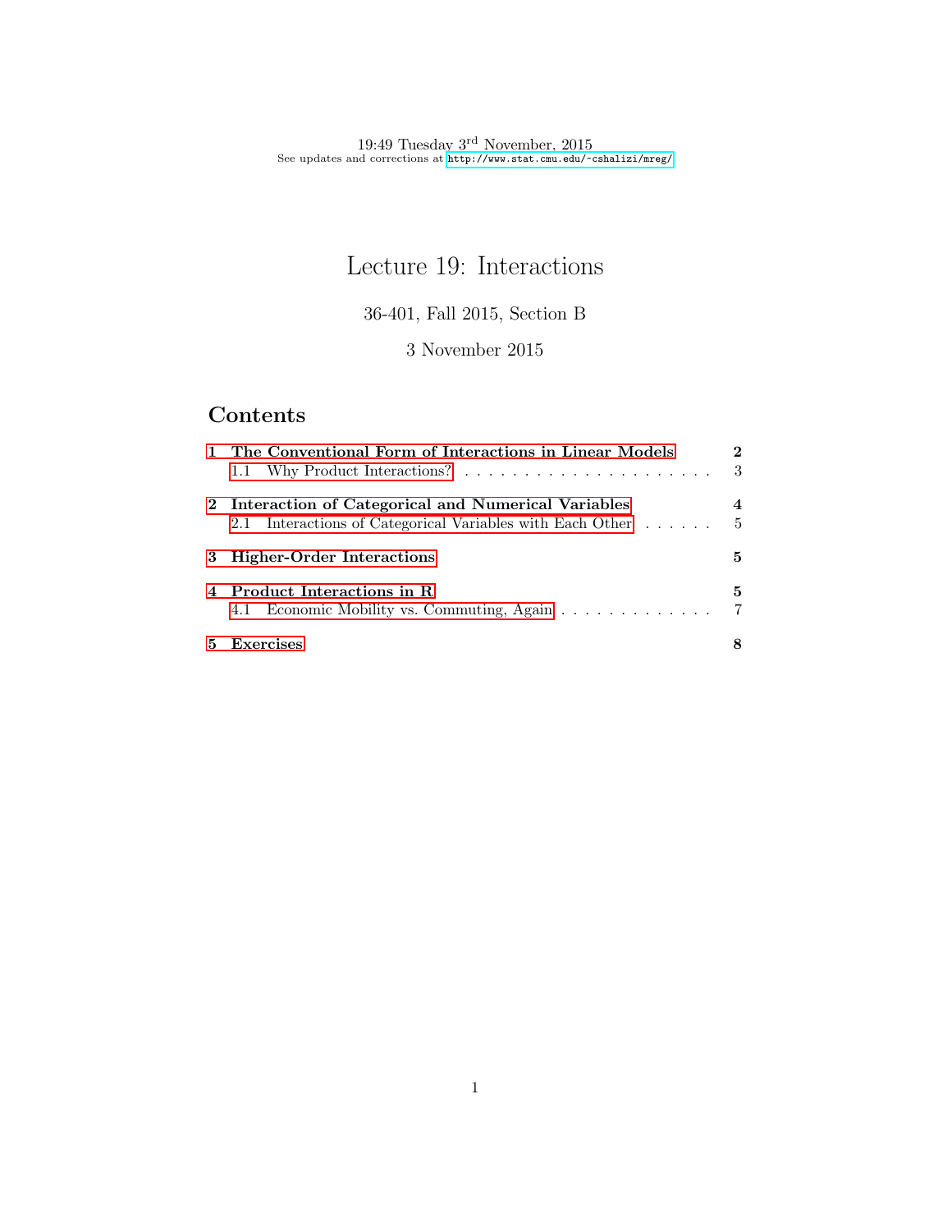19:49 Tuesday 3rd November, 2015
See updates and corrections at http://www.stat.cmu.edu/~cshalizi/mreg/

# Lecture 19: Interactions

36-401, Fall 2015, Section B

3 November 2015

## Contents

**1 The Conventional Form of Interactions in Linear Models** **2**
- 1.1 Why Product Interactions? . . . . . . . . . . . . . . . . . . . . . . 3

**2 Interaction of Categorical and Numerical Variables** **4**
- 2.1 Interactions of Categorical Variables with Each Other . . . . . . 5

**3 Higher-Order Interactions** **5**

**4 Product Interactions in R** **5**
- 4.1 Economic Mobility vs. Commuting, Again . . . . . . . . . . . . . 7

**5 Exercises** **8**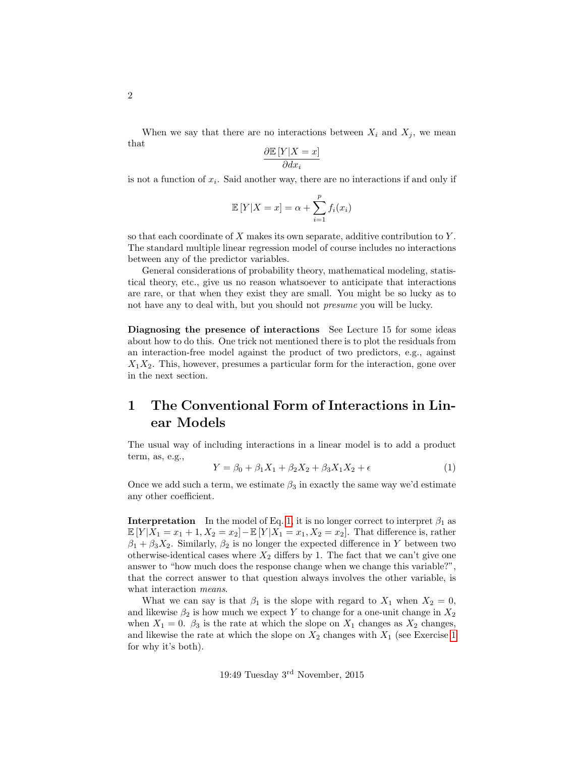When we say that there are no interactions between $X_i$ and $X_j$, we mean that

$$\frac{\partial \mathbb{E}\left[Y|X=x\right]}{\partial dx_i}$$

is not a function of $x_i$. Said another way, there are no interactions if and only if

$$\mathbb{E}\left[Y|X=x\right] = \alpha + \sum_{i=1}^{p} f_i(x_i)$$

so that each coordinate of $X$ makes its own separate, additive contribution to $Y$. The standard multiple linear regression model of course includes no interactions between any of the predictor variables.

General considerations of probability theory, mathematical modeling, statistical theory, etc., give us no reason whatsoever to anticipate that interactions are rare, or that when they exist they are small. You might be so lucky as to not have any to deal with, but you should not *presume* you will be lucky.

**Diagnosing the presence of interactions** See Lecture 15 for some ideas about how to do this. One trick not mentioned there is to plot the residuals from an interaction-free model against the product of two predictors, e.g., against $X_1X_2$. This, however, presumes a particular form for the interaction, gone over in the next section.

# 1 The Conventional Form of Interactions in Linear Models

The usual way of including interactions in a linear model is to add a product term, as, e.g.,

$$Y = \beta_0 + \beta_1 X_1 + \beta_2 X_2 + \beta_3 X_1 X_2 + \epsilon \tag{1}$$

Once we add such a term, we estimate $\beta_3$ in exactly the same way we'd estimate any other coefficient.

**Interpretation** In the model of Eq. 1, it is no longer correct to interpret $\beta_1$ as $\mathbb{E}\left[Y|X_1 = x_1 + 1, X_2 = x_2\right] - \mathbb{E}\left[Y|X_1 = x_1, X_2 = x_2\right]$. That difference is, rather $\beta_1 + \beta_3 X_2$. Similarly, $\beta_2$ is no longer the expected difference in $Y$ between two otherwise-identical cases where $X_2$ differs by 1. The fact that we can't give one answer to "how much does the response change when we change this variable?", that the correct answer to that question always involves the other variable, is what interaction *means*.

What we can say is that $\beta_1$ is the slope with regard to $X_1$ when $X_2 = 0$, and likewise $\beta_2$ is how much we expect $Y$ to change for a one-unit change in $X_2$ when $X_1 = 0$. $\beta_3$ is the rate at which the slope on $X_1$ changes as $X_2$ changes, and likewise the rate at which the slope on $X_2$ changes with $X_1$ (see Exercise 1 for why it's both).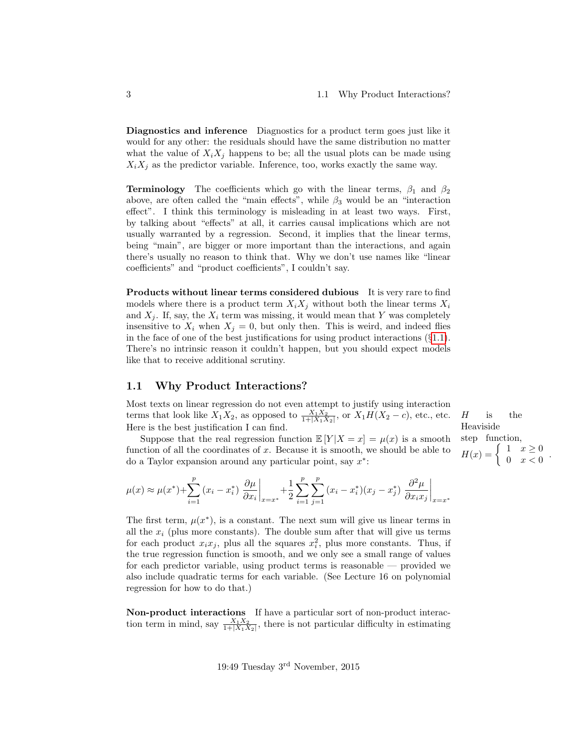**Diagnostics and inference** Diagnostics for a product term goes just like it would for any other: the residuals should have the same distribution no matter what the value of $X_i X_j$ happens to be; all the usual plots can be made using $X_i X_j$ as the predictor variable. Inference, too, works exactly the same way.

**Terminology** The coefficients which go with the linear terms, $\beta_1$ and $\beta_2$ above, are often called the "main effects", while $\beta_3$ would be an "interaction effect". I think this terminology is misleading in at least two ways. First, by talking about "effects" at all, it carries causal implications which are not usually warranted by a regression. Second, it implies that the linear terms, being "main", are bigger or more important than the interactions, and again there's usually no reason to think that. Why we don't use names like "linear coefficients" and "product coefficients", I couldn't say.

**Products without linear terms considered dubious** It is very rare to find models where there is a product term $X_i X_j$ without both the linear terms $X_i$ and $X_j$. If, say, the $X_i$ term was missing, it would mean that $Y$ was completely insensitive to $X_i$ when $X_j = 0$, but only then. This is weird, and indeed flies in the face of one of the best justifications for using product interactions (§1.1). There's no intrinsic reason it couldn't happen, but you should expect models like that to receive additional scrutiny.

## 1.1 Why Product Interactions?

Most texts on linear regression do not even attempt to justify using interaction terms that look like $X_1 X_2$, as opposed to $\frac{X_1 X_2}{1+|X_1 X_2|}$, or $X_1 H(X_2 - c)$, etc., etc. Here is the best justification I can find.

$H$ is the Heaviside step function, $H(x) = \left\{ \begin{array}{cc} 1 & x \geq 0 \\ 0 & x < 0 \end{array} \right.$.

Suppose that the real regression function $\mathbb{E}[Y|X = x] = \mu(x)$ is a smooth function of all the coordinates of $x$. Because it is smooth, we should be able to do a Taylor expansion around any particular point, say $x^*$:

$$\mu(x) \approx \mu(x^*) + \sum_{i=1}^{p} (x_i - x_i^*) \left. \frac{\partial \mu}{\partial x_i} \right|_{x=x^*} + \frac{1}{2} \sum_{i=1}^{p} \sum_{j=1}^{p} (x_i - x_i^*)(x_j - x_j^*) \left. \frac{\partial^2 \mu}{\partial x_i x_j} \right|_{x=x^*}$$

The first term, $\mu(x^*)$, is a constant. The next sum will give us linear terms in all the $x_i$ (plus more constants). The double sum after that will give us terms for each product $x_i x_j$, plus all the squares $x_i^2$, plus more constants. Thus, if the true regression function is smooth, and we only see a small range of values for each predictor variable, using product terms is reasonable — provided we also include quadratic terms for each variable. (See Lecture 16 on polynomial regression for how to do that.)

**Non-product interactions** If have a particular sort of non-product interaction term in mind, say $\frac{X_1 X_2}{1+|X_1 X_2|}$, there is not particular difficulty in estimating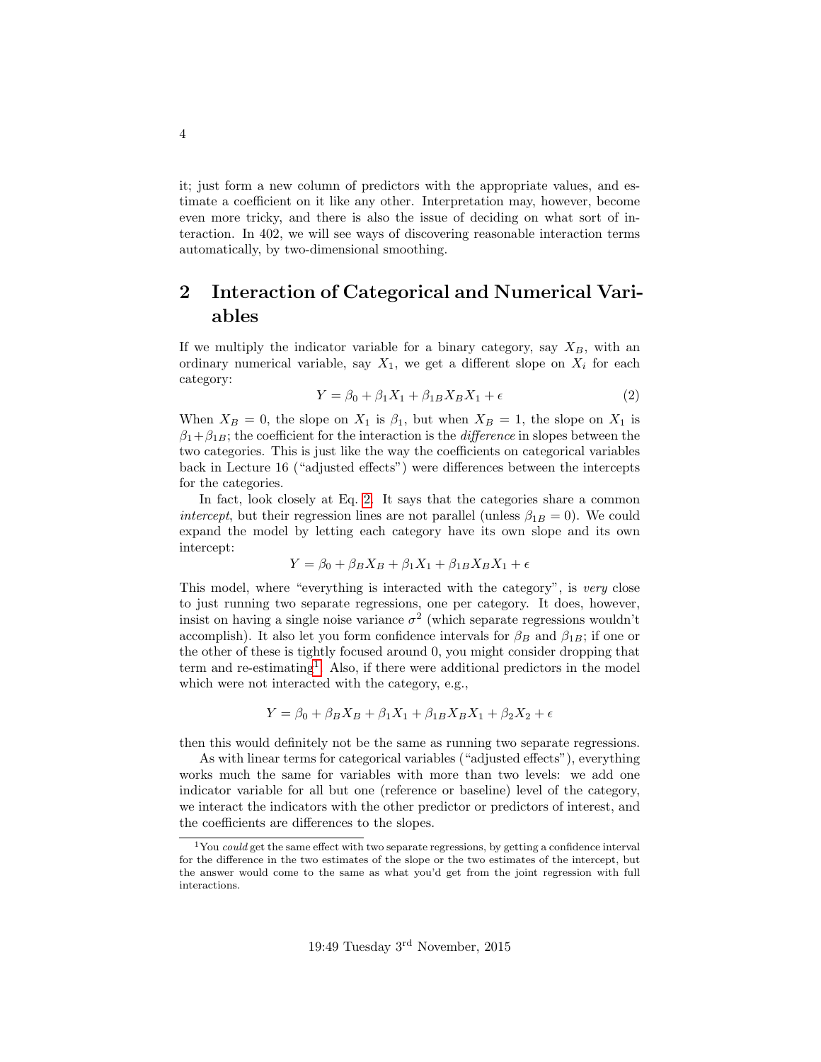it; just form a new column of predictors with the appropriate values, and estimate a coefficient on it like any other. Interpretation may, however, become even more tricky, and there is also the issue of deciding on what sort of interaction. In 402, we will see ways of discovering reasonable interaction terms automatically, by two-dimensional smoothing.

## 2 Interaction of Categorical and Numerical Variables

If we multiply the indicator variable for a binary category, say $X_B$, with an ordinary numerical variable, say $X_1$, we get a different slope on $X_i$ for each category:

$$Y = \beta_0 + \beta_1 X_1 + \beta_{1B} X_B X_1 + \epsilon \tag{2}$$

When $X_B = 0$, the slope on $X_1$ is $\beta_1$, but when $X_B = 1$, the slope on $X_1$ is $\beta_1 + \beta_{1B}$; the coefficient for the interaction is the *difference* in slopes between the two categories. This is just like the way the coefficients on categorical variables back in Lecture 16 ("adjusted effects") were differences between the intercepts for the categories.

In fact, look closely at Eq. 2. It says that the categories share a common *intercept*, but their regression lines are not parallel (unless $\beta_{1B} = 0$). We could expand the model by letting each category have its own slope and its own intercept:

$$Y = \beta_0 + \beta_B X_B + \beta_1 X_1 + \beta_{1B} X_B X_1 + \epsilon$$

This model, where "everything is interacted with the category", is *very* close to just running two separate regressions, one per category. It does, however, insist on having a single noise variance $\sigma^2$ (which separate regressions wouldn't accomplish). It also let you form confidence intervals for $\beta_B$ and $\beta_{1B}$; if one or the other of these is tightly focused around 0, you might consider dropping that term and re-estimating[1]. Also, if there were additional predictors in the model which were not interacted with the category, e.g.,

$$Y = \beta_0 + \beta_B X_B + \beta_1 X_1 + \beta_{1B} X_B X_1 + \beta_2 X_2 + \epsilon$$

then this would definitely not be the same as running two separate regressions.

As with linear terms for categorical variables ("adjusted effects"), everything works much the same for variables with more than two levels: we add one indicator variable for all but one (reference or baseline) level of the category, we interact the indicators with the other predictor or predictors of interest, and the coefficients are differences to the slopes.

[1] You *could* get the same effect with two separate regressions, by getting a confidence interval for the difference in the two estimates of the slope or the two estimates of the intercept, but the answer would come to the same as what you'd get from the joint regression with full interactions.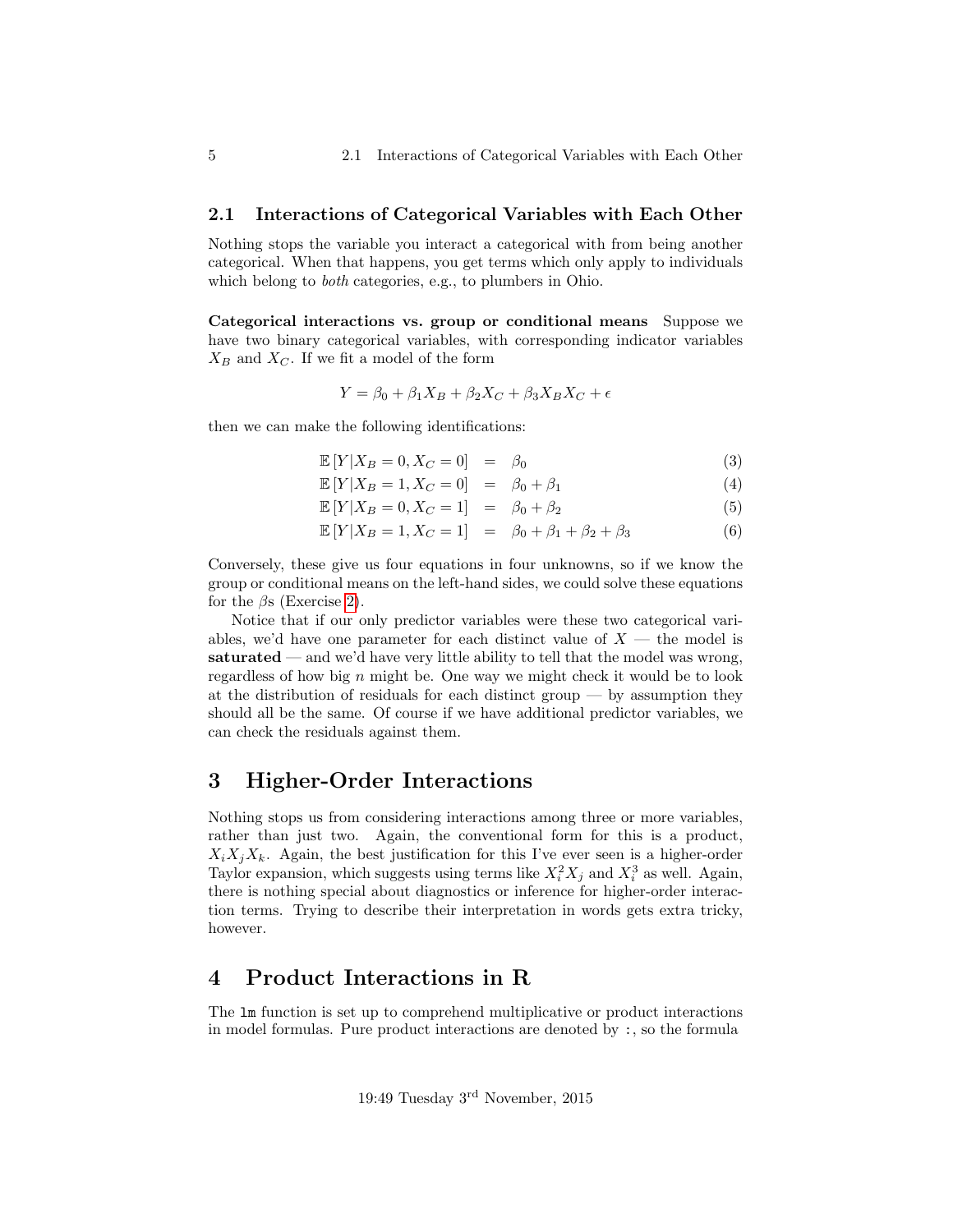### 2.1 Interactions of Categorical Variables with Each Other

Nothing stops the variable you interact a categorical with from being another categorical. When that happens, you get terms which only apply to individuals which belong to *both* categories, e.g., to plumbers in Ohio.

**Categorical interactions vs. group or conditional means** Suppose we have two binary categorical variables, with corresponding indicator variables $X_B$ and $X_C$. If we fit a model of the form

$$Y = \beta_0 + \beta_1 X_B + \beta_2 X_C + \beta_3 X_B X_C + \epsilon$$

then we can make the following identifications:

$$\mathbb{E}\left[Y | X_B = 0, X_C = 0\right] = \beta_0 \quad (3)$$

$$\mathbb{E}\left[Y | X_B = 1, X_C = 0\right] = \beta_0 + \beta_1 \quad (4)$$

$$\mathbb{E}\left[Y | X_B = 0, X_C = 1\right] = \beta_0 + \beta_2 \quad (5)$$

$$\mathbb{E}\left[Y | X_B = 1, X_C = 1\right] = \beta_0 + \beta_1 + \beta_2 + \beta_3 \quad (6)$$

Conversely, these give us four equations in four unknowns, so if we know the group or conditional means on the left-hand sides, we could solve these equations for the $\beta$s (Exercise 2).

Notice that if our only predictor variables were these two categorical variables, we'd have one parameter for each distinct value of $X$ — the model is **saturated** — and we'd have very little ability to tell that the model was wrong, regardless of how big $n$ might be. One way we might check it would be to look at the distribution of residuals for each distinct group — by assumption they should all be the same. Of course if we have additional predictor variables, we can check the residuals against them.

# 3 Higher-Order Interactions

Nothing stops us from considering interactions among three or more variables, rather than just two. Again, the conventional form for this is a product, $X_i X_j X_k$. Again, the best justification for this I've ever seen is a higher-order Taylor expansion, which suggests using terms like $X_i^2 X_j$ and $X_i^3$ as well. Again, there is nothing special about diagnostics or inference for higher-order interaction terms. Trying to describe their interpretation in words gets extra tricky, however.

# 4 Product Interactions in R

The `lm` function is set up to comprehend multiplicative or product interactions in model formulas. Pure product interactions are denoted by `:`, so the formula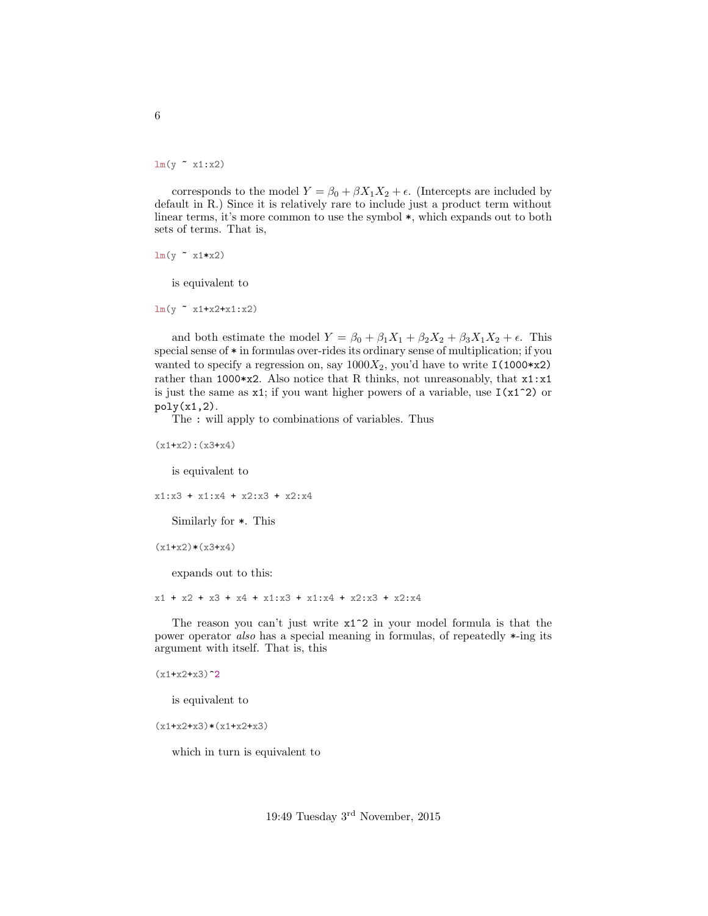```
lm(y ~ x1:x2)
```

corresponds to the model $Y = \beta_0 + \beta X_1 X_2 + \epsilon$. (Intercepts are included by default in R.) Since it is relatively rare to include just a product term without linear terms, it's more common to use the symbol `*`, which expands out to both sets of terms. That is,

```
lm(y ~ x1*x2)
```

is equivalent to

```
lm(y ~ x1+x2+x1:x2)
```

and both estimate the model $Y = \beta_0 + \beta_1 X_1 + \beta_2 X_2 + \beta_3 X_1 X_2 + \epsilon$. This special sense of `*` in formulas over-rides its ordinary sense of multiplication; if you wanted to specify a regression on, say $1000 X_2$, you'd have to write `I(1000*x2)` rather than `1000*x2`. Also notice that R thinks, not unreasonably, that `x1:x1` is just the same as `x1`; if you want higher powers of a variable, use `I(x1^2)` or `poly(x1,2)`.

The `:` will apply to combinations of variables. Thus

```
(x1+x2):(x3+x4)
```

is equivalent to

```
x1:x3 + x1:x4 + x2:x3 + x2:x4
```

Similarly for `*`. This

```
(x1+x2)*(x3+x4)
```

expands out to this:

```
x1 + x2 + x3 + x4 + x1:x3 + x1:x4 + x2:x3 + x2:x4
```

The reason you can't just write `x1^2` in your model formula is that the power operator *also* has a special meaning in formulas, of repeatedly `*`-ing its argument with itself. That is, this

```
(x1+x2+x3)^2
```

is equivalent to

```
(x1+x2+x3)*(x1+x2+x3)
```

which in turn is equivalent to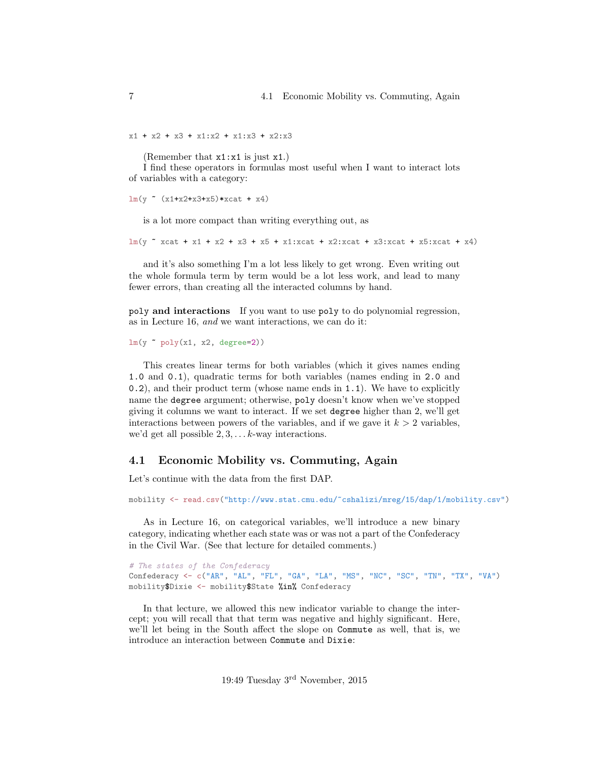```
x1 + x2 + x3 + x1:x2 + x1:x3 + x2:x3
```

(Remember that `x1:x1` is just `x1`.)

I find these operators in formulas most useful when I want to interact lots of variables with a category:

```
lm(y ~ (x1+x2+x3+x5)*xcat + x4)
```

is a lot more compact than writing everything out, as

```
lm(y ~ xcat + x1 + x2 + x3 + x5 + x1:xcat + x2:xcat + x3:xcat + x5:xcat + x4)
```

and it's also something I'm a lot less likely to get wrong. Even writing out the whole formula term by term would be a lot less work, and lead to many fewer errors, than creating all the interacted columns by hand.

**`poly` and interactions** If you want to use `poly` to do polynomial regression, as in Lecture 16, *and* we want interactions, we can do it:

```
lm(y ~ poly(x1, x2, degree=2))
```

This creates linear terms for both variables (which it gives names ending `1.0` and `0.1`), quadratic terms for both variables (names ending in `2.0` and `0.2`), and their product term (whose name ends in `1.1`). We have to explicitly name the `degree` argument; otherwise, `poly` doesn't know when we've stopped giving it columns we want to interact. If we set `degree` higher than 2, we'll get interactions between powers of the variables, and if we gave it $k > 2$ variables, we'd get all possible $2, 3, \ldots k$-way interactions.

## 4.1 Economic Mobility vs. Commuting, Again

Let's continue with the data from the first DAP.

```
mobility <- read.csv("http://www.stat.cmu.edu/~cshalizi/mreg/15/dap/1/mobility.csv")
```

As in Lecture 16, on categorical variables, we'll introduce a new binary category, indicating whether each state was or was not a part of the Confederacy in the Civil War. (See that lecture for detailed comments.)

```
# The states of the Confederacy
Confederacy <- c("AR", "AL", "FL", "GA", "LA", "MS", "NC", "SC", "TN", "TX", "VA")
mobility$Dixie <- mobility$State %in% Confederacy
```

In that lecture, we allowed this new indicator variable to change the intercept; you will recall that that term was negative and highly significant. Here, we'll let being in the South affect the slope on `Commute` as well, that is, we introduce an interaction between `Commute` and `Dixie`: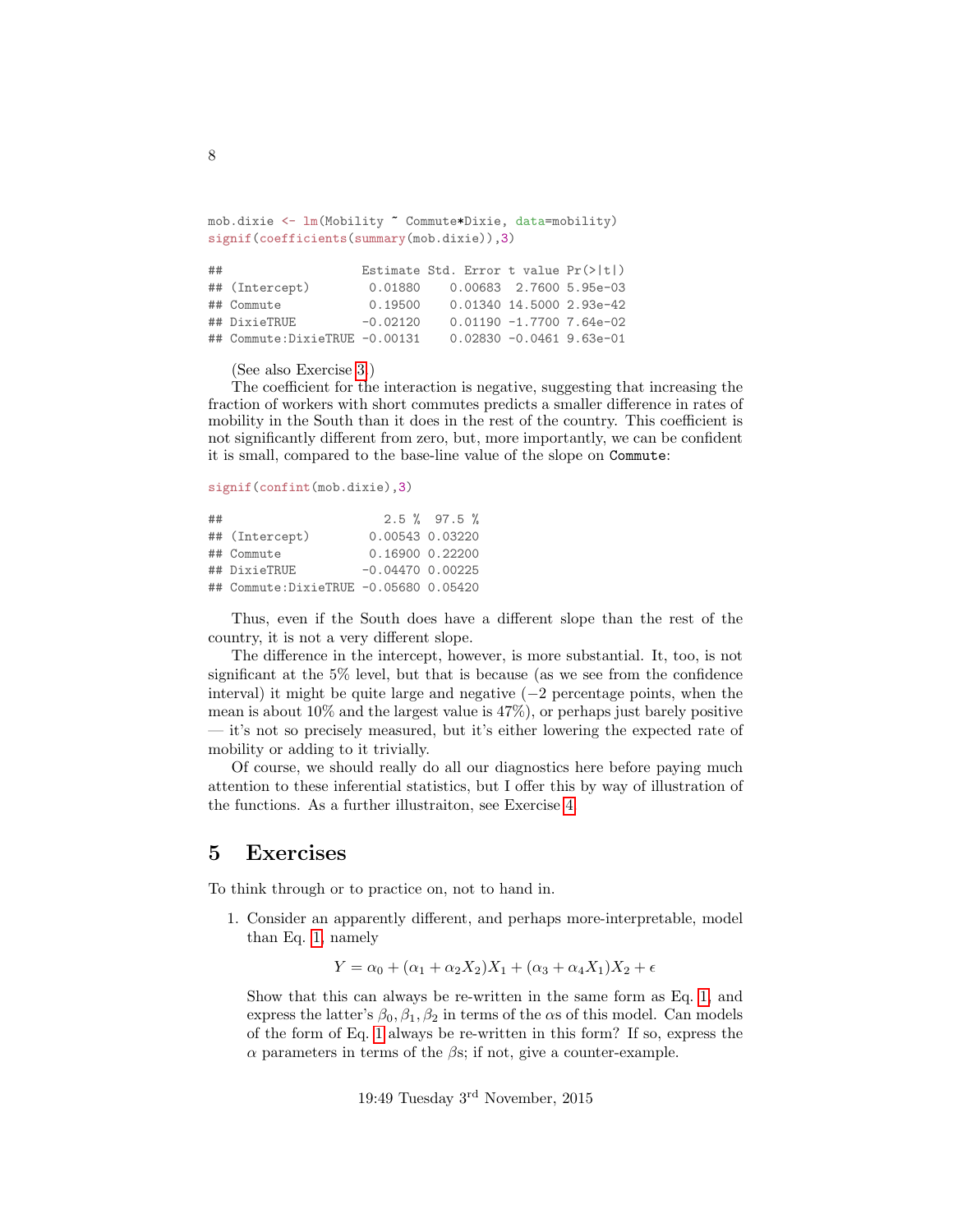```r
mob.dixie <- lm(Mobility ~ Commute*Dixie, data=mobility)
signif(coefficients(summary(mob.dixie)),3)
```

```
##                    Estimate Std. Error t value Pr(>|t|)
## (Intercept)         0.01880    0.00683  2.7600 5.95e-03
## Commute             0.19500    0.01340 14.5000 2.93e-42
## DixieTRUE          -0.02120    0.01190 -1.7700 7.64e-02
## Commute:DixieTRUE -0.00131    0.02830 -0.0461 9.63e-01
```

(See also Exercise 3.)

The coefficient for the interaction is negative, suggesting that increasing the fraction of workers with short commutes predicts a smaller difference in rates of mobility in the South than it does in the rest of the country. This coefficient is not significantly different from zero, but, more importantly, we can be confident it is small, compared to the base-line value of the slope on `Commute`:

```r
signif(confint(mob.dixie),3)
```

```
##                       2.5 %  97.5 %
## (Intercept)         0.00543 0.03220
## Commute             0.16900 0.22200
## DixieTRUE          -0.04470 0.00225
## Commute:DixieTRUE -0.05680 0.05420
```

Thus, even if the South does have a different slope than the rest of the country, it is not a very different slope.

The difference in the intercept, however, is more substantial. It, too, is not significant at the 5% level, but that is because (as we see from the confidence interval) it might be quite large and negative ($-2$ percentage points, when the mean is about 10% and the largest value is 47%), or perhaps just barely positive — it's not so precisely measured, but it's either lowering the expected rate of mobility or adding to it trivially.

Of course, we should really do all our diagnostics here before paying much attention to these inferential statistics, but I offer this by way of illustration of the functions. As a further illustraiton, see Exercise 4.

# 5 Exercises

To think through or to practice on, not to hand in.

1. Consider an apparently different, and perhaps more-interpretable, model than Eq. 1, namely

$$Y = \alpha_0 + (\alpha_1 + \alpha_2 X_2)X_1 + (\alpha_3 + \alpha_4 X_1)X_2 + \epsilon$$

Show that this can always be re-written in the same form as Eq. 1, and express the latter's $\beta_0, \beta_1, \beta_2$ in terms of the $\alpha$s of this model. Can models of the form of Eq. 1 always be re-written in this form? If so, express the $\alpha$ parameters in terms of the $\beta$s; if not, give a counter-example.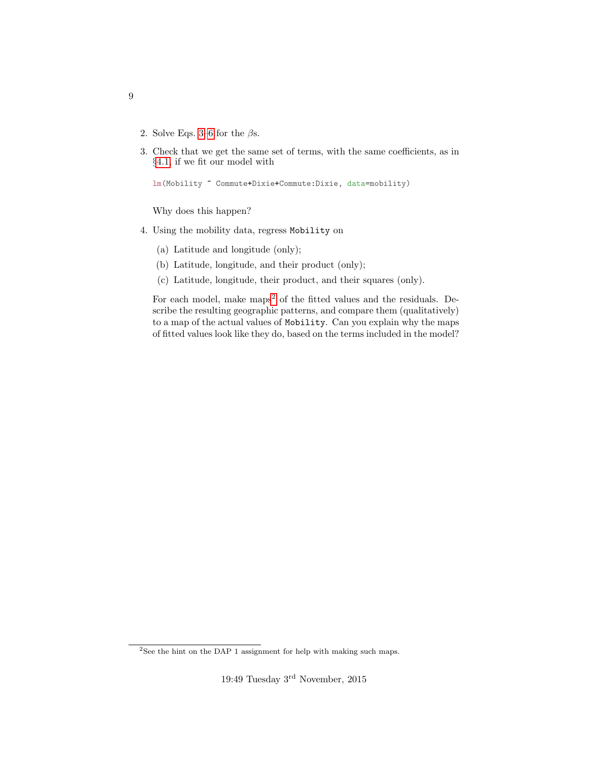2. Solve Eqs. 3–6 for the $\beta$s.

3. Check that we get the same set of terms, with the same coefficients, as in §4.1, if we fit our model with

   ```
   lm(Mobility ~ Commute+Dixie+Commute:Dixie, data=mobility)
   ```

   Why does this happen?

4. Using the mobility data, regress `Mobility` on

   (a) Latitude and longitude (only);

   (b) Latitude, longitude, and their product (only);

   (c) Latitude, longitude, their product, and their squares (only).

   For each model, make maps[2] of the fitted values and the residuals. Describe the resulting geographic patterns, and compare them (qualitatively) to a map of the actual values of `Mobility`. Can you explain why the maps of fitted values look like they do, based on the terms included in the model?

[2] See the hint on the DAP 1 assignment for help with making such maps.